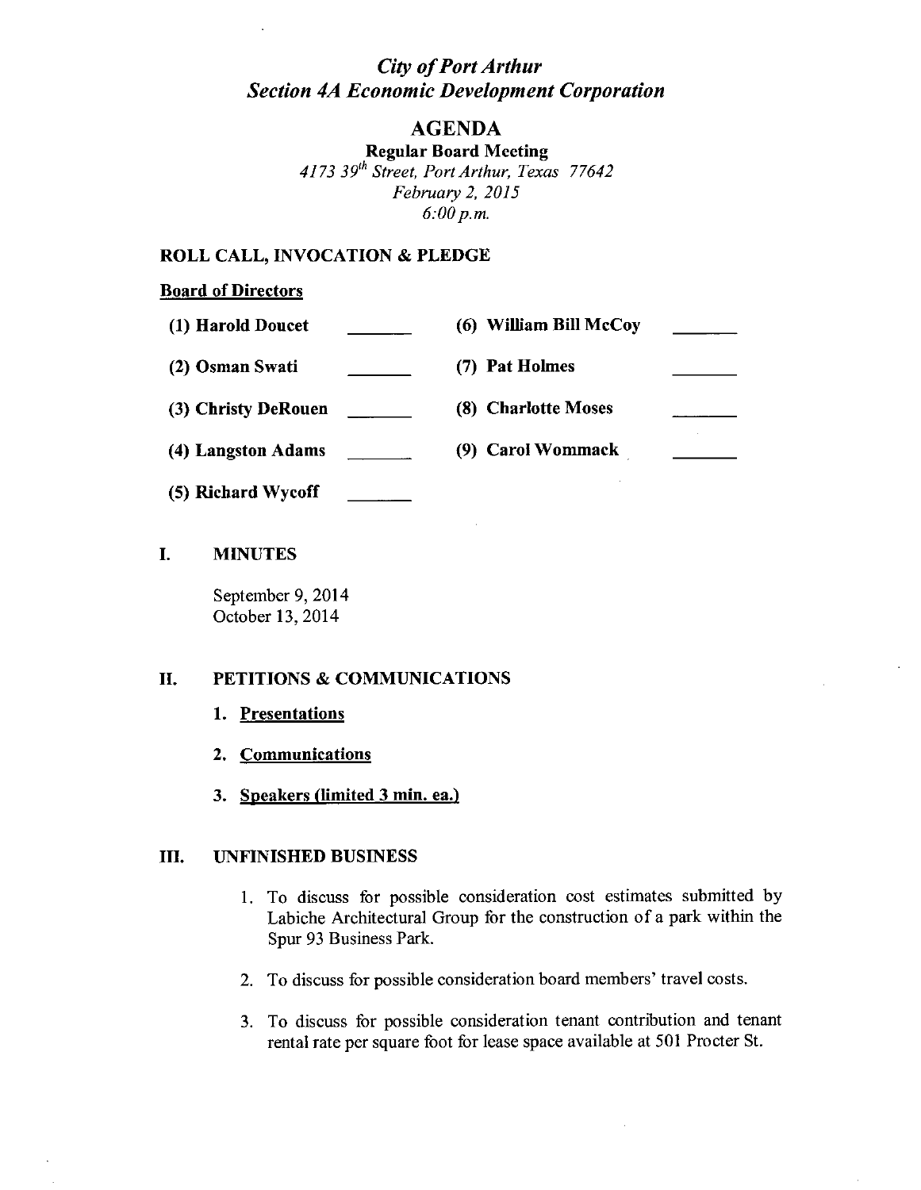# *City of Port Arthur*
# *Section 4A Economic Development Corporation*

## AGENDA

**Regular Board Meeting**
*4173 39th Street, Port Arthur, Texas 77642*
*February 2, 2015*
*6:00 p.m.*

### ROLL CALL, INVOCATION & PLEDGE

**Board of Directors**

| | | | |
|---|---|---|---|
| **(1) Harold Doucet** | _______ | **(6) William Bill McCoy** | _______ |
| **(2) Osman Swati** | _______ | **(7) Pat Holmes** | _______ |
| **(3) Christy DeRouen** | _______ | **(8) Charlotte Moses** | _______ |
| **(4) Langston Adams** | _______ | **(9) Carol Wommack** | _______ |
| **(5) Richard Wycoff** | _______ | | |

### I. MINUTES

September 9, 2014
October 13, 2014

### II. PETITIONS & COMMUNICATIONS

1. **Presentations**
2. **Communications**
3. **Speakers (limited 3 min. ea.)**

### III. UNFINISHED BUSINESS

1. To discuss for possible consideration cost estimates submitted by Labiche Architectural Group for the construction of a park within the Spur 93 Business Park.
2. To discuss for possible consideration board members' travel costs.
3. To discuss for possible consideration tenant contribution and tenant rental rate per square foot for lease space available at 501 Procter St.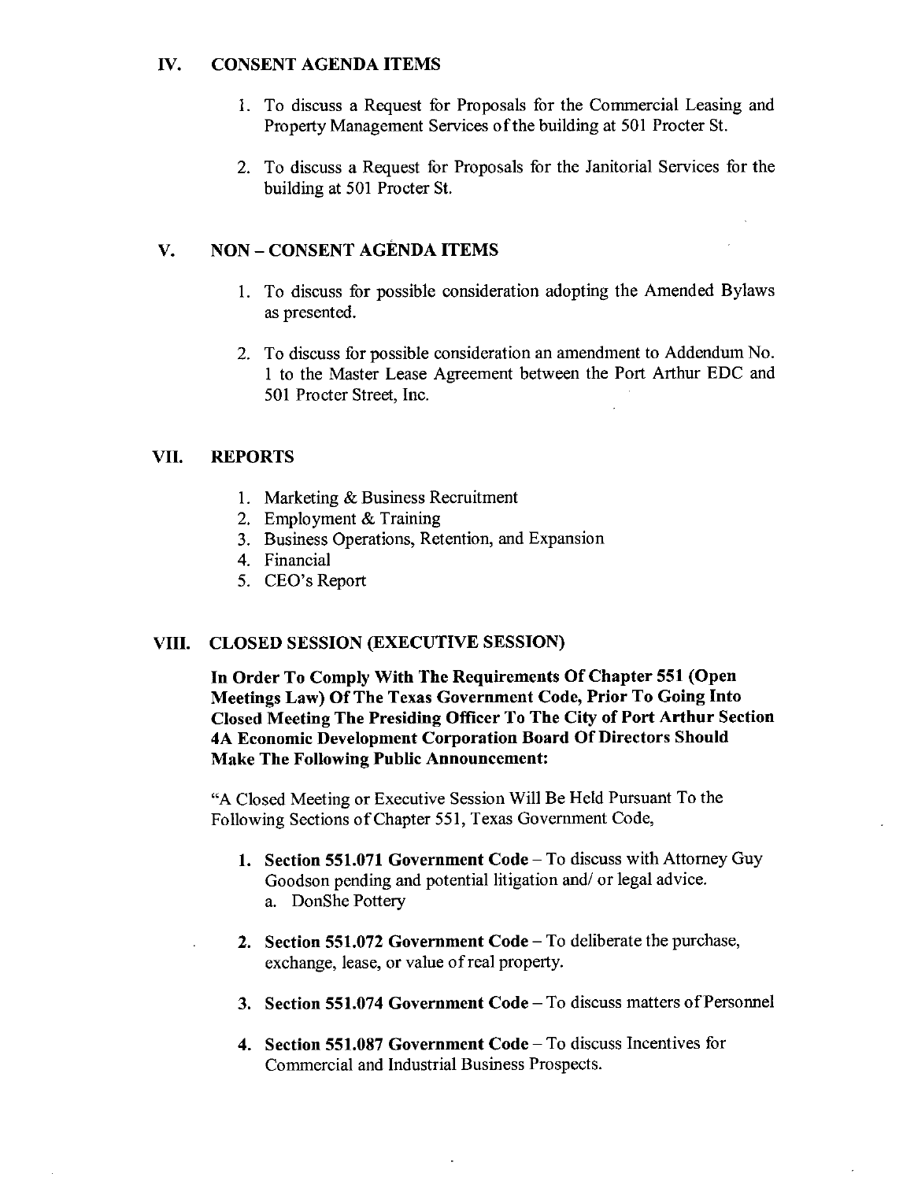## IV. CONSENT AGENDA ITEMS

1. To discuss a Request for Proposals for the Commercial Leasing and Property Management Services of the building at 501 Procter St.

2. To discuss a Request for Proposals for the Janitorial Services for the building at 501 Procter St.

## V. NON – CONSENT AGENDA ITEMS

1. To discuss for possible consideration adopting the Amended Bylaws as presented.

2. To discuss for possible consideration an amendment to Addendum No. 1 to the Master Lease Agreement between the Port Arthur EDC and 501 Procter Street, Inc.

## VII. REPORTS

1. Marketing & Business Recruitment
2. Employment & Training
3. Business Operations, Retention, and Expansion
4. Financial
5. CEO's Report

## VIII. CLOSED SESSION (EXECUTIVE SESSION)

**In Order To Comply With The Requirements Of Chapter 551 (Open Meetings Law) Of The Texas Government Code, Prior To Going Into Closed Meeting The Presiding Officer To The City of Port Arthur Section 4A Economic Development Corporation Board Of Directors Should Make The Following Public Announcement:**

"A Closed Meeting or Executive Session Will Be Held Pursuant To the Following Sections of Chapter 551, Texas Government Code,

1. **Section 551.071 Government Code** – To discuss with Attorney Guy Goodson pending and potential litigation and/ or legal advice.
   a. DonShe Pottery

2. **Section 551.072 Government Code** – To deliberate the purchase, exchange, lease, or value of real property.

3. **Section 551.074 Government Code** – To discuss matters of Personnel

4. **Section 551.087 Government Code** – To discuss Incentives for Commercial and Industrial Business Prospects.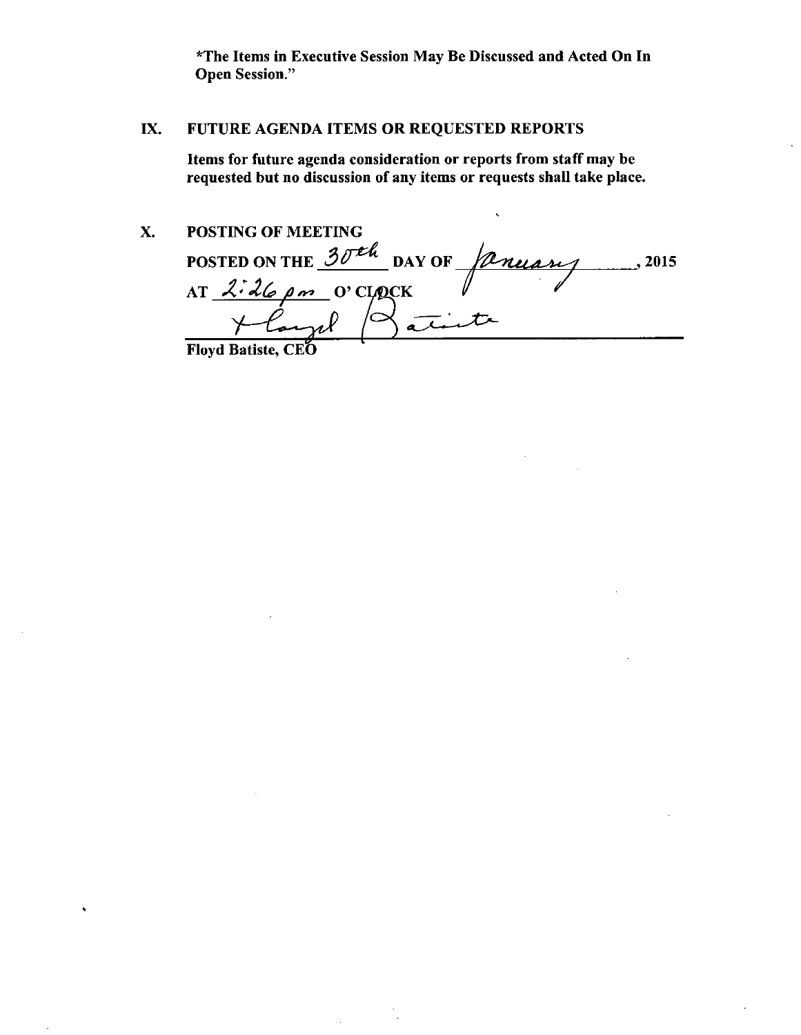**\*The Items in Executive Session May Be Discussed and Acted On In Open Session."**

## IX. FUTURE AGENDA ITEMS OR REQUESTED REPORTS

**Items for future agenda consideration or reports from staff may be requested but no discussion of any items or requests shall take place.**

## X. POSTING OF MEETING

**POSTED ON THE** 30th **DAY OF** January**, 2015**

**AT** 2:26 pm **O' CLOCK**

Floyd Batiste

**Floyd Batiste, CEO**